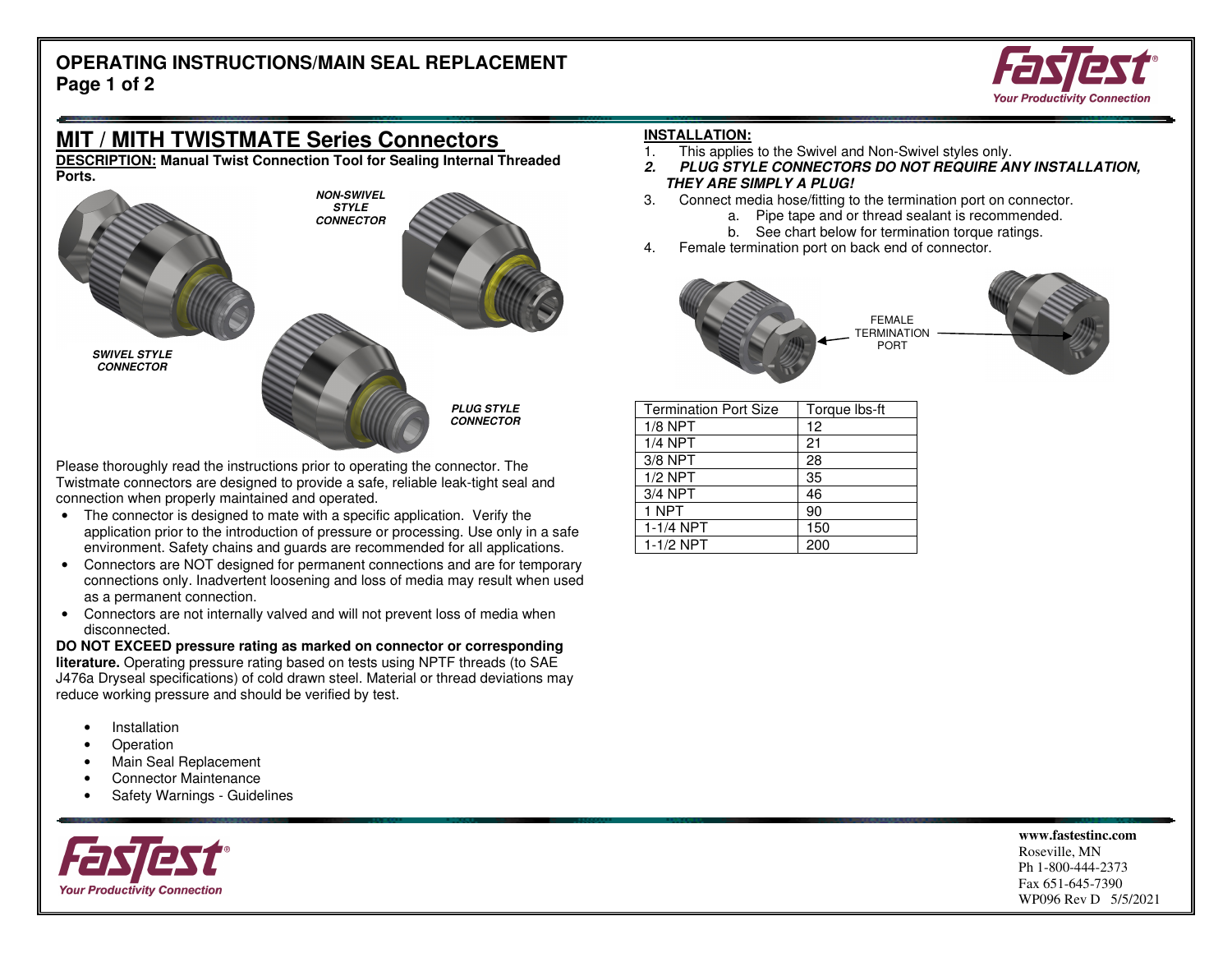# OPERATING INSTRUCTIONS/MAIN SEAL REPLACEMENT

## MIT / MITH TWISTMATE Series Connectors

**DESCRIPTION:** **Manual Twist Connection Tool for Sealing Internal Threaded Ports.**

***SWIVEL STYLE CONNECTOR***

***NON-SWIVEL STYLE CONNECTOR***

***PLUG STYLE CONNECTOR***

Please thoroughly read the instructions prior to operating the connector. The Twistmate connectors are designed to provide a safe, reliable leak-tight seal and connection when properly maintained and operated.

- The connector is designed to mate with a specific application. Verify the application prior to the introduction of pressure or processing. Use only in a safe environment. Safety chains and guards are recommended for all applications.
- Connectors are NOT designed for permanent connections and are for temporary connections only. Inadvertent loosening and loss of media may result when used as a permanent connection.
- Connectors are not internally valved and will not prevent loss of media when disconnected.

**DO NOT EXCEED pressure rating as marked on connector or corresponding literature.** Operating pressure rating based on tests using NPTF threads (to SAE J476a Dryseal specifications) of cold drawn steel. Material or thread deviations may reduce working pressure and should be verified by test.

- Installation
- Operation
- Main Seal Replacement
- Connector Maintenance
- Safety Warnings - Guidelines

**INSTALLATION:**

1. This applies to the Swivel and Non-Swivel styles only.
2. ***PLUG STYLE CONNECTORS DO NOT REQUIRE ANY INSTALLATION, THEY ARE SIMPLY A PLUG!***
3. Connect media hose/fitting to the termination port on connector.
   a. Pipe tape and or thread sealant is recommended.
   b. See chart below for termination torque ratings.
4. Female termination port on back end of connector.

FEMALE TERMINATION PORT

| Termination Port Size | Torque lbs-ft |
|---|---|
| 1/8 NPT | 12 |
| 1/4 NPT | 21 |
| 3/8 NPT | 28 |
| 1/2 NPT | 35 |
| 3/4 NPT | 46 |
| 1 NPT | 90 |
| 1-1/4 NPT | 150 |
| 1-1/2 NPT | 200 |

**www.fastestinc.com**
Roseville, MN
Ph 1-800-444-2373
Fax 651-645-7390
WP096 Rev D 5/5/2021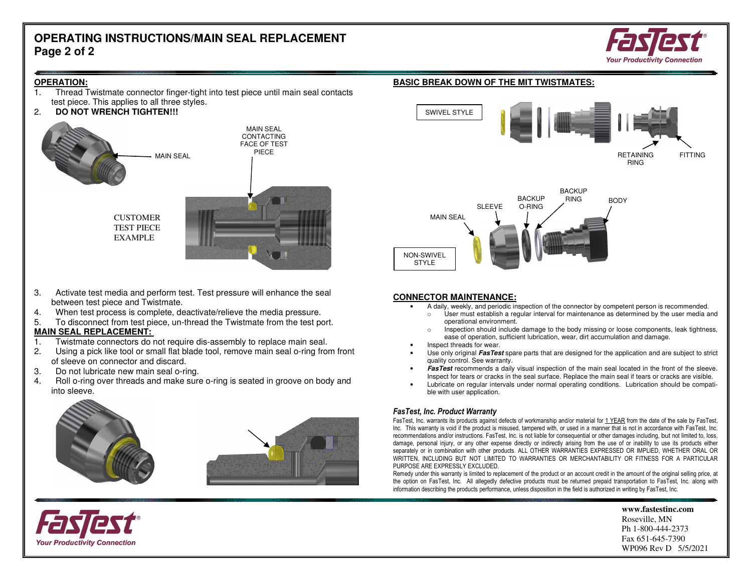# OPERATING INSTRUCTIONS/MAIN SEAL REPLACEMENT
**Page 2 of 2**

## OPERATION:

1. Thread Twistmate connector finger-tight into test piece until main seal contacts test piece. This applies to all three styles.
2. **DO NOT WRENCH TIGHTEN!!!**

MAIN SEAL

MAIN SEAL CONTACTING FACE OF TEST PIECE

CUSTOMER TEST PIECE EXAMPLE

3. Activate test media and perform test. Test pressure will enhance the seal between test piece and Twistmate.
4. When test process is complete, deactivate/relieve the media pressure.
5. To disconnect from test piece, un-thread the Twistmate from the test port.

## MAIN SEAL REPLACEMENT:

1. Twistmate connectors do not require dis-assembly to replace main seal.
2. Using a pick like tool or small flat blade tool, remove main seal o-ring from front of sleeve on connector and discard.
3. Do not lubricate new main seal o-ring.
4. Roll o-ring over threads and make sure o-ring is seated in groove on body and into sleeve.

## BASIC BREAK DOWN OF THE MIT TWISTMATES:

SWIVEL STYLE

RETAINING RING

FITTING

MAIN SEAL

SLEEVE

BACKUP O-RING

BACKUP RING

BODY

NON-SWIVEL STYLE

## CONNECTOR MAINTENANCE:

- A daily, weekly, and periodic inspection of the connector by competent person is recommended.
  - User must establish a regular interval for maintenance as determined by the user media and operational environment.
  - Inspection should include damage to the body missing or loose components, leak tightness, ease of operation, sufficient lubrication, wear, dirt accumulation and damage.
- Inspect threads for wear.
- Use only original ***FasTest*** spare parts that are designed for the application and are subject to strict quality control. See warranty.
- ***FasTest*** recommends a daily visual inspection of the main seal located in the front of the sleeve. Inspect for tears or cracks in the seal surface. Replace the main seal if tears or cracks are visible.
- Lubricate on regular intervals under normal operating conditions. Lubrication should be compatible with user application.

### *FasTest, Inc. Product Warranty*

FasTest, Inc. warrants its products against defects of workmanship and/or material for 1 YEAR from the date of the sale by FasTest, Inc. This warranty is void if the product is misused, tampered with, or used in a manner that is not in accordance with FasTest, Inc. recommendations and/or instructions. FasTest, Inc. is not liable for consequential or other damages including, but not limited to, loss, damage, personal injury, or any other expense directly or indirectly arising from the use of or inability to use its products either separately or in combination with other products. ALL OTHER WARRANTIES EXPRESSED OR IMPLIED, WHETHER ORAL OR WRITTEN, INCLUDING BUT NOT LIMITED TO WARRANTIES OR MERCHANTABILITY OR FITNESS FOR A PARTICULAR PURPOSE ARE EXPRESSLY EXCLUDED.

Remedy under this warranty is limited to replacement of the product or an account credit in the amount of the original selling price, at the option on FasTest, Inc. All allegedly defective products must be returned prepaid transportation to FasTest, Inc. along with information describing the products performance, unless disposition in the field is authorized in writing by FasTest, Inc.

FasTest® Your Productivity Connection

**www.fastestinc.com**
Roseville, MN
Ph 1-800-444-2373
Fax 651-645-7390
WP096 Rev D 5/5/2021